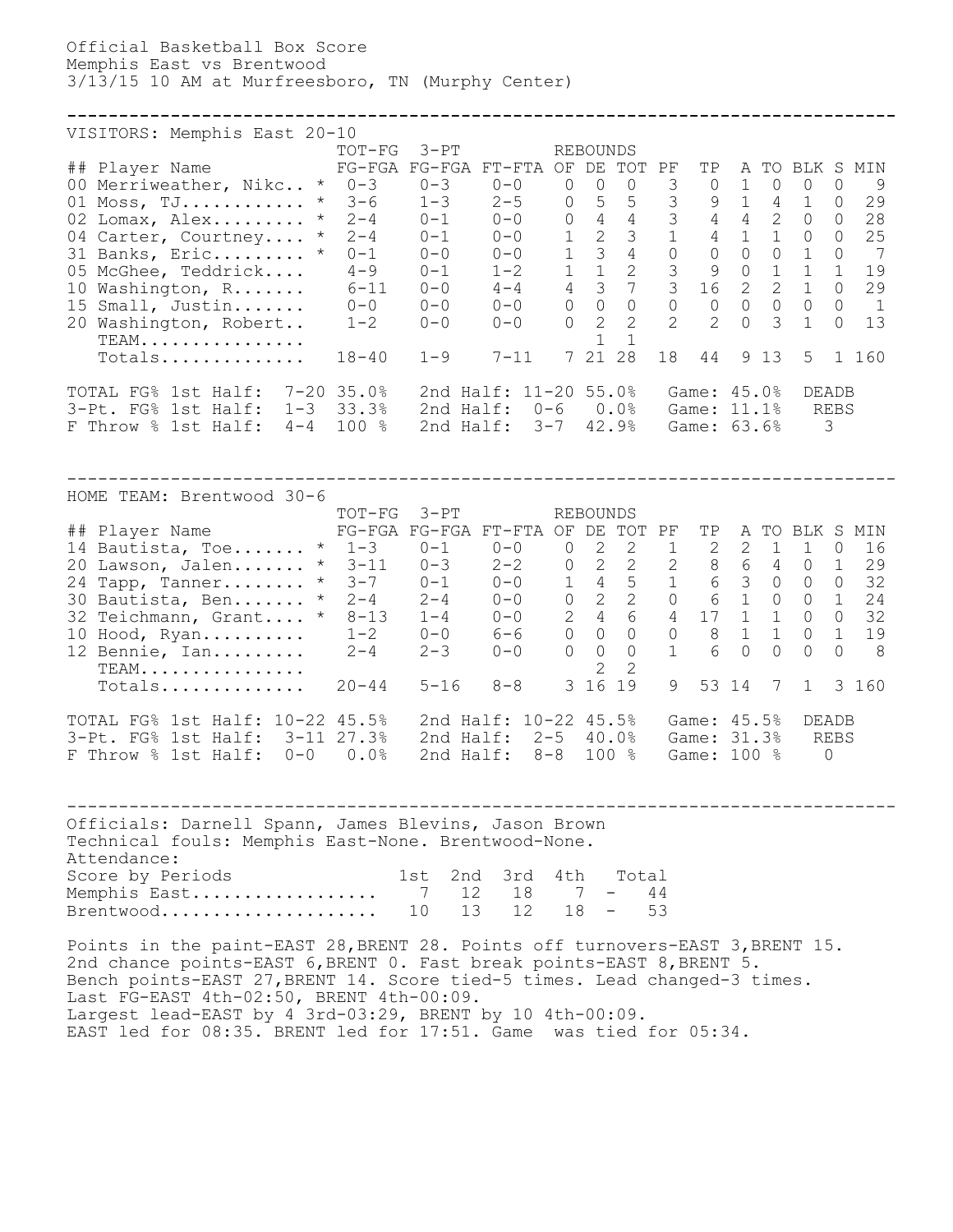Official Basketball Box Score
Memphis East vs Brentwood
3/13/15 10 AM at Murfreesboro, TN (Murphy Center)

---

VISITORS: Memphis East 20-10

| ## | Player Name | | TOT-FG FG-FGA | 3-PT FG-FGA | FT-FTA | REBOUNDS OF | DE | TOT | PF | TP | A | TO | BLK | S | MIN |
|---|---|---|---|---|---|---|---|---|---|---|---|---|---|---|---|
| 00 | Merriweather, Nikc.. | * | 0-3 | 0-3 | 0-0 | 0 | 0 | 0 | 3 | 0 | 1 | 0 | 0 | 0 | 9 |
| 01 | Moss, TJ............ | * | 3-6 | 1-3 | 2-5 | 0 | 5 | 5 | 3 | 9 | 1 | 4 | 1 | 0 | 29 |
| 02 | Lomax, Alex......... | * | 2-4 | 0-1 | 0-0 | 0 | 4 | 4 | 3 | 4 | 4 | 2 | 0 | 0 | 28 |
| 04 | Carter, Courtney.... | * | 2-4 | 0-1 | 0-0 | 1 | 2 | 3 | 1 | 4 | 1 | 1 | 0 | 0 | 25 |
| 31 | Banks, Eric......... | * | 0-1 | 0-0 | 0-0 | 1 | 3 | 4 | 0 | 0 | 0 | 0 | 1 | 0 | 7 |
| 05 | McGhee, Teddrick.... | | 4-9 | 0-1 | 1-2 | 1 | 1 | 2 | 3 | 9 | 0 | 1 | 1 | 1 | 19 |
| 10 | Washington, R....... | | 6-11 | 0-0 | 4-4 | 4 | 3 | 7 | 3 | 16 | 2 | 2 | 1 | 0 | 29 |
| 15 | Small, Justin....... | | 0-0 | 0-0 | 0-0 | 0 | 0 | 0 | 0 | 0 | 0 | 0 | 0 | 0 | 1 |
| 20 | Washington, Robert.. | | 1-2 | 0-0 | 0-0 | 0 | 2 | 2 | 2 | 2 | 0 | 3 | 1 | 0 | 13 |
| | TEAM................ | | | | | | 1 | 1 | | | | | | | |
| | Totals.............. | | 18-40 | 1-9 | 7-11 | 7 | 21 | 28 | 18 | 44 | 9 | 13 | 5 | 1 | 160 |

TOTAL FG% 1st Half: 7-20 35.0% 2nd Half: 11-20 55.0% Game: 45.0% DEADB
3-Pt. FG% 1st Half: 1-3 33.3% 2nd Half: 0-6 0.0% Game: 11.1% REBS
F Throw % 1st Half: 4-4 100 % 2nd Half: 3-7 42.9% Game: 63.6% 3

---

HOME TEAM: Brentwood 30-6

| ## | Player Name | | TOT-FG FG-FGA | 3-PT FG-FGA | FT-FTA | REBOUNDS OF | DE | TOT | PF | TP | A | TO | BLK | S | MIN |
|---|---|---|---|---|---|---|---|---|---|---|---|---|---|---|---|
| 14 | Bautista, Toe....... | * | 1-3 | 0-1 | 0-0 | 0 | 2 | 2 | 1 | 2 | 2 | 1 | 1 | 0 | 16 |
| 20 | Lawson, Jalen....... | * | 3-11 | 0-3 | 2-2 | 0 | 2 | 2 | 2 | 8 | 6 | 4 | 0 | 1 | 29 |
| 24 | Tapp, Tanner........ | * | 3-7 | 0-1 | 0-0 | 1 | 4 | 5 | 1 | 6 | 3 | 0 | 0 | 0 | 32 |
| 30 | Bautista, Ben....... | * | 2-4 | 2-4 | 0-0 | 0 | 2 | 2 | 0 | 6 | 1 | 0 | 0 | 1 | 24 |
| 32 | Teichmann, Grant.... | * | 8-13 | 1-4 | 0-0 | 2 | 4 | 6 | 4 | 17 | 1 | 1 | 0 | 0 | 32 |
| 10 | Hood, Ryan.......... | | 1-2 | 0-0 | 6-6 | 0 | 0 | 0 | 0 | 8 | 1 | 1 | 0 | 1 | 19 |
| 12 | Bennie, Ian......... | | 2-4 | 2-3 | 0-0 | 0 | 0 | 0 | 1 | 6 | 0 | 0 | 0 | 0 | 8 |
| | TEAM................ | | | | | | 2 | 2 | | | | | | | |
| | Totals.............. | | 20-44 | 5-16 | 8-8 | 3 | 16 | 19 | 9 | 53 | 14 | 7 | 1 | 3 | 160 |

TOTAL FG% 1st Half: 10-22 45.5% 2nd Half: 10-22 45.5% Game: 45.5% DEADB
3-Pt. FG% 1st Half: 3-11 27.3% 2nd Half: 2-5 40.0% Game: 31.3% REBS
F Throw % 1st Half: 0-0 0.0% 2nd Half: 8-8 100 % Game: 100 % 0

---

Officials: Darnell Spann, James Blevins, Jason Brown
Technical fouls: Memphis East-None. Brentwood-None.
Attendance:

| Score by Periods | 1st | 2nd | 3rd | 4th | | Total |
|---|---|---|---|---|---|---|
| Memphis East.................. | 7 | 12 | 18 | 7 | - | 44 |
| Brentwood..................... | 10 | 13 | 12 | 18 | - | 53 |

Points in the paint-EAST 28,BRENT 28. Points off turnovers-EAST 3,BRENT 15.
2nd chance points-EAST 6,BRENT 0. Fast break points-EAST 8,BRENT 5.
Bench points-EAST 27,BRENT 14. Score tied-5 times. Lead changed-3 times.
Last FG-EAST 4th-02:50, BRENT 4th-00:09.
Largest lead-EAST by 4 3rd-03:29, BRENT by 10 4th-00:09.
EAST led for 08:35. BRENT led for 17:51. Game was tied for 05:34.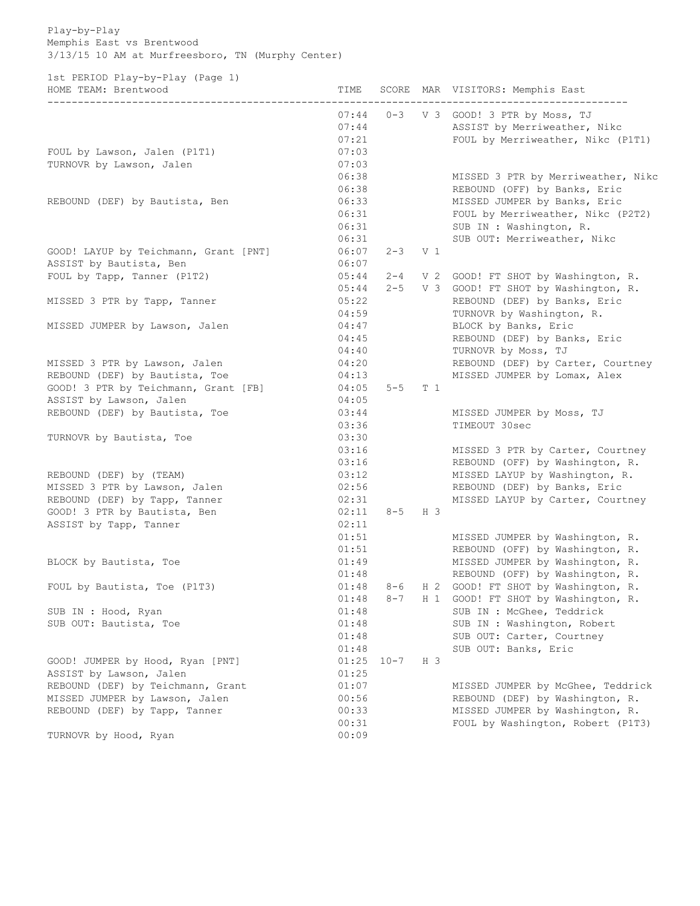Play-by-Play
Memphis East vs Brentwood
3/13/15 10 AM at Murfreesboro, TN (Murphy Center)

1st PERIOD Play-by-Play (Page 1)

| HOME TEAM: Brentwood | TIME | SCORE | MAR | VISITORS: Memphis East |
|---|---|---|---|---|
| | 07:44 | 0-3 | V 3 | GOOD! 3 PTR by Moss, TJ |
| | 07:44 | | | ASSIST by Merriweather, Nikc |
| | 07:21 | | | FOUL by Merriweather, Nikc (P1T1) |
| FOUL by Lawson, Jalen (P1T1) | 07:03 | | | |
| TURNOVR by Lawson, Jalen | 07:03 | | | |
| | 06:38 | | | MISSED 3 PTR by Merriweather, Nikc |
| | 06:38 | | | REBOUND (OFF) by Banks, Eric |
| REBOUND (DEF) by Bautista, Ben | 06:33 | | | MISSED JUMPER by Banks, Eric |
| | 06:31 | | | FOUL by Merriweather, Nikc (P2T2) |
| | 06:31 | | | SUB IN : Washington, R. |
| | 06:31 | | | SUB OUT: Merriweather, Nikc |
| GOOD! LAYUP by Teichmann, Grant [PNT] | 06:07 | 2-3 | V 1 | |
| ASSIST by Bautista, Ben | 06:07 | | | |
| FOUL by Tapp, Tanner (P1T2) | 05:44 | 2-4 | V 2 | GOOD! FT SHOT by Washington, R. |
| | 05:44 | 2-5 | V 3 | GOOD! FT SHOT by Washington, R. |
| MISSED 3 PTR by Tapp, Tanner | 05:22 | | | REBOUND (DEF) by Banks, Eric |
| | 04:59 | | | TURNOVR by Washington, R. |
| MISSED JUMPER by Lawson, Jalen | 04:47 | | | BLOCK by Banks, Eric |
| | 04:45 | | | REBOUND (DEF) by Banks, Eric |
| | 04:40 | | | TURNOVR by Moss, TJ |
| MISSED 3 PTR by Lawson, Jalen | 04:20 | | | REBOUND (DEF) by Carter, Courtney |
| REBOUND (DEF) by Bautista, Toe | 04:13 | | | MISSED JUMPER by Lomax, Alex |
| GOOD! 3 PTR by Teichmann, Grant [FB] | 04:05 | 5-5 | T 1 | |
| ASSIST by Lawson, Jalen | 04:05 | | | |
| REBOUND (DEF) by Bautista, Toe | 03:44 | | | MISSED JUMPER by Moss, TJ |
| | 03:36 | | | TIMEOUT 30sec |
| TURNOVR by Bautista, Toe | 03:30 | | | |
| | 03:16 | | | MISSED 3 PTR by Carter, Courtney |
| | 03:16 | | | REBOUND (OFF) by Washington, R. |
| REBOUND (DEF) by (TEAM) | 03:12 | | | MISSED LAYUP by Washington, R. |
| MISSED 3 PTR by Lawson, Jalen | 02:56 | | | REBOUND (DEF) by Banks, Eric |
| REBOUND (DEF) by Tapp, Tanner | 02:31 | | | MISSED LAYUP by Carter, Courtney |
| GOOD! 3 PTR by Bautista, Ben | 02:11 | 8-5 | H 3 | |
| ASSIST by Tapp, Tanner | 02:11 | | | |
| | 01:51 | | | MISSED JUMPER by Washington, R. |
| | 01:51 | | | REBOUND (OFF) by Washington, R. |
| BLOCK by Bautista, Toe | 01:49 | | | MISSED JUMPER by Washington, R. |
| | 01:48 | | | REBOUND (OFF) by Washington, R. |
| FOUL by Bautista, Toe (P1T3) | 01:48 | 8-6 | H 2 | GOOD! FT SHOT by Washington, R. |
| | 01:48 | 8-7 | H 1 | GOOD! FT SHOT by Washington, R. |
| SUB IN : Hood, Ryan | 01:48 | | | SUB IN : McGhee, Teddrick |
| SUB OUT: Bautista, Toe | 01:48 | | | SUB IN : Washington, Robert |
| | 01:48 | | | SUB OUT: Carter, Courtney |
| | 01:48 | | | SUB OUT: Banks, Eric |
| GOOD! JUMPER by Hood, Ryan [PNT] | 01:25 | 10-7 | H 3 | |
| ASSIST by Lawson, Jalen | 01:25 | | | |
| REBOUND (DEF) by Teichmann, Grant | 01:07 | | | MISSED JUMPER by McGhee, Teddrick |
| MISSED JUMPER by Lawson, Jalen | 00:56 | | | REBOUND (DEF) by Washington, R. |
| REBOUND (DEF) by Tapp, Tanner | 00:33 | | | MISSED JUMPER by Washington, R. |
| | 00:31 | | | FOUL by Washington, Robert (P1T3) |
| TURNOVR by Hood, Ryan | 00:09 | | | |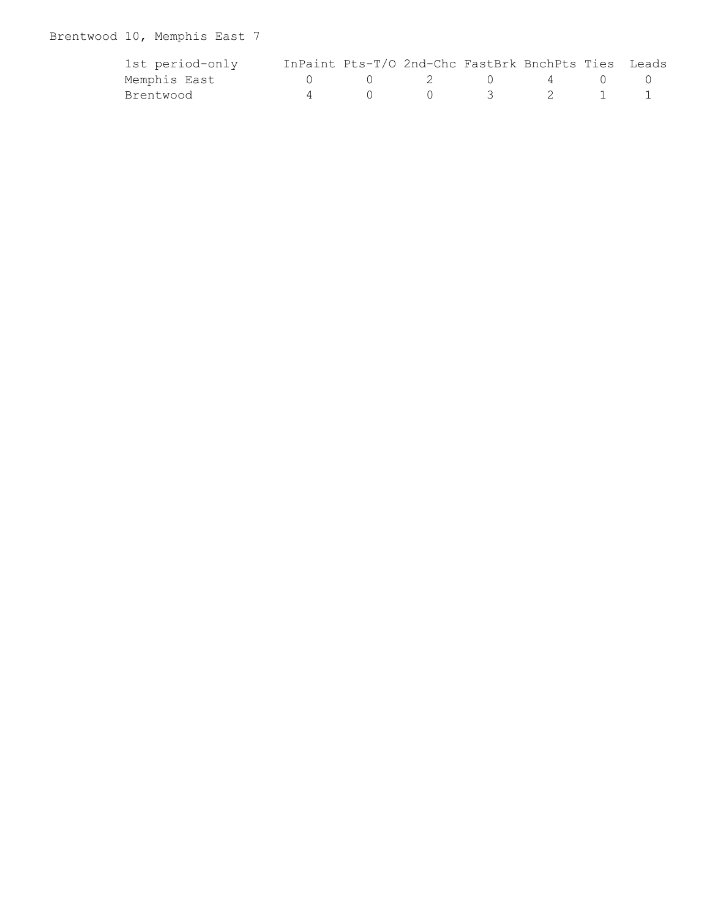Brentwood 10, Memphis East 7

| 1st period-only | InPaint | Pts-T/O | 2nd-Chc | FastBrk | BnchPts | Ties | Leads |
|---|---|---|---|---|---|---|---|
| Memphis East | 0 | 0 | 2 | 0 | 4 | 0 | 0 |
| Brentwood | 4 | 0 | 0 | 3 | 2 | 1 | 1 |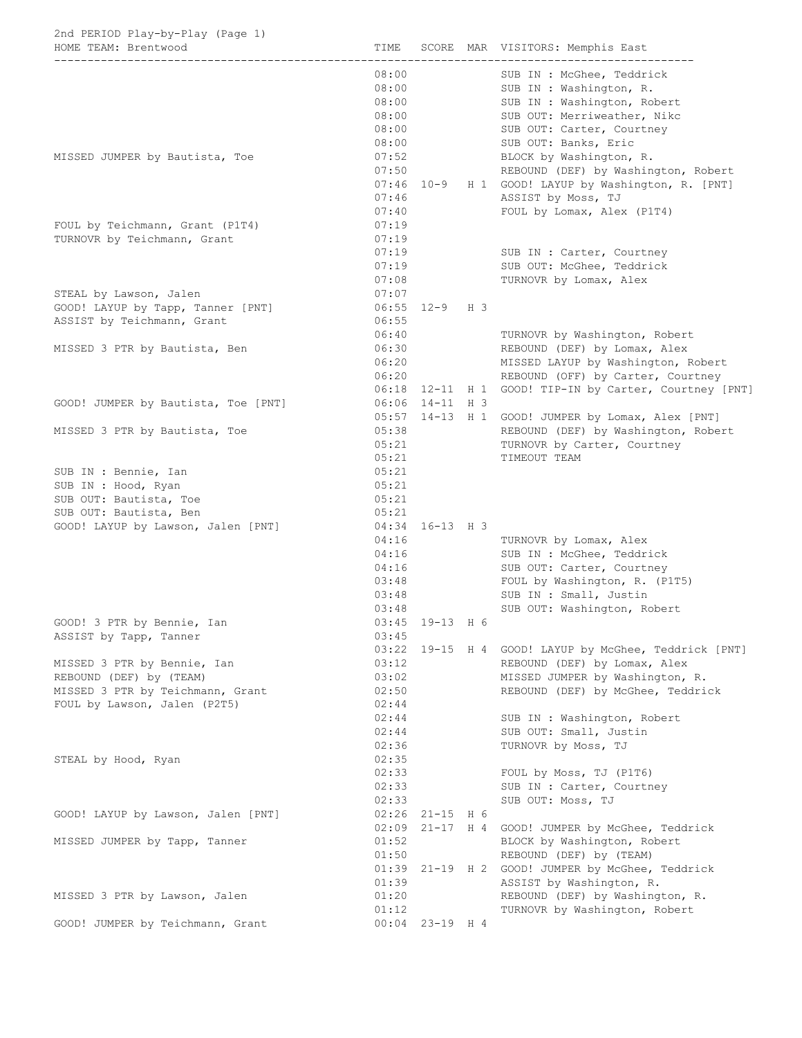2nd PERIOD Play-by-Play (Page 1)

| HOME TEAM: Brentwood | TIME | SCORE | MAR | VISITORS: Memphis East |
|---|---|---|---|---|
| | 08:00 | | | SUB IN : McGhee, Teddrick |
| | 08:00 | | | SUB IN : Washington, R. |
| | 08:00 | | | SUB IN : Washington, Robert |
| | 08:00 | | | SUB OUT: Merriweather, Nikc |
| | 08:00 | | | SUB OUT: Carter, Courtney |
| | 08:00 | | | SUB OUT: Banks, Eric |
| MISSED JUMPER by Bautista, Toe | 07:52 | | | BLOCK by Washington, R. |
| | 07:50 | | | REBOUND (DEF) by Washington, Robert |
| | 07:46 | 10-9 | H 1 | GOOD! LAYUP by Washington, R. [PNT] |
| | 07:46 | | | ASSIST by Moss, TJ |
| | 07:40 | | | FOUL by Lomax, Alex (P1T4) |
| FOUL by Teichmann, Grant (P1T4) | 07:19 | | | |
| TURNOVR by Teichmann, Grant | 07:19 | | | |
| | 07:19 | | | SUB IN : Carter, Courtney |
| | 07:19 | | | SUB OUT: McGhee, Teddrick |
| | 07:08 | | | TURNOVR by Lomax, Alex |
| STEAL by Lawson, Jalen | 07:07 | | | |
| GOOD! LAYUP by Tapp, Tanner [PNT] | 06:55 | 12-9 | H 3 | |
| ASSIST by Teichmann, Grant | 06:55 | | | |
| | 06:40 | | | TURNOVR by Washington, Robert |
| MISSED 3 PTR by Bautista, Ben | 06:30 | | | REBOUND (DEF) by Lomax, Alex |
| | 06:20 | | | MISSED LAYUP by Washington, Robert |
| | 06:20 | | | REBOUND (OFF) by Carter, Courtney |
| | 06:18 | 12-11 | H 1 | GOOD! TIP-IN by Carter, Courtney [PNT] |
| GOOD! JUMPER by Bautista, Toe [PNT] | 06:06 | 14-11 | H 3 | |
| | 05:57 | 14-13 | H 1 | GOOD! JUMPER by Lomax, Alex [PNT] |
| MISSED 3 PTR by Bautista, Toe | 05:38 | | | REBOUND (DEF) by Washington, Robert |
| | 05:21 | | | TURNOVR by Carter, Courtney |
| | 05:21 | | | TIMEOUT TEAM |
| SUB IN : Bennie, Ian | 05:21 | | | |
| SUB IN : Hood, Ryan | 05:21 | | | |
| SUB OUT: Bautista, Toe | 05:21 | | | |
| SUB OUT: Bautista, Ben | 05:21 | | | |
| GOOD! LAYUP by Lawson, Jalen [PNT] | 04:34 | 16-13 | H 3 | |
| | 04:16 | | | TURNOVR by Lomax, Alex |
| | 04:16 | | | SUB IN : McGhee, Teddrick |
| | 04:16 | | | SUB OUT: Carter, Courtney |
| | 03:48 | | | FOUL by Washington, R. (P1T5) |
| | 03:48 | | | SUB IN : Small, Justin |
| | 03:48 | | | SUB OUT: Washington, Robert |
| GOOD! 3 PTR by Bennie, Ian | 03:45 | 19-13 | H 6 | |
| ASSIST by Tapp, Tanner | 03:45 | | | |
| | 03:22 | 19-15 | H 4 | GOOD! LAYUP by McGhee, Teddrick [PNT] |
| MISSED 3 PTR by Bennie, Ian | 03:12 | | | REBOUND (DEF) by Lomax, Alex |
| REBOUND (DEF) by (TEAM) | 03:02 | | | MISSED JUMPER by Washington, R. |
| MISSED 3 PTR by Teichmann, Grant | 02:50 | | | REBOUND (DEF) by McGhee, Teddrick |
| FOUL by Lawson, Jalen (P2T5) | 02:44 | | | |
| | 02:44 | | | SUB IN : Washington, Robert |
| | 02:44 | | | SUB OUT: Small, Justin |
| | 02:36 | | | TURNOVR by Moss, TJ |
| STEAL by Hood, Ryan | 02:35 | | | |
| | 02:33 | | | FOUL by Moss, TJ (P1T6) |
| | 02:33 | | | SUB IN : Carter, Courtney |
| | 02:33 | | | SUB OUT: Moss, TJ |
| GOOD! LAYUP by Lawson, Jalen [PNT] | 02:26 | 21-15 | H 6 | |
| | 02:09 | 21-17 | H 4 | GOOD! JUMPER by McGhee, Teddrick |
| MISSED JUMPER by Tapp, Tanner | 01:52 | | | BLOCK by Washington, Robert |
| | 01:50 | | | REBOUND (DEF) by (TEAM) |
| | 01:39 | 21-19 | H 2 | GOOD! JUMPER by McGhee, Teddrick |
| | 01:39 | | | ASSIST by Washington, R. |
| MISSED 3 PTR by Lawson, Jalen | 01:20 | | | REBOUND (DEF) by Washington, R. |
| | 01:12 | | | TURNOVR by Washington, Robert |
| GOOD! JUMPER by Teichmann, Grant | 00:04 | 23-19 | H 4 | |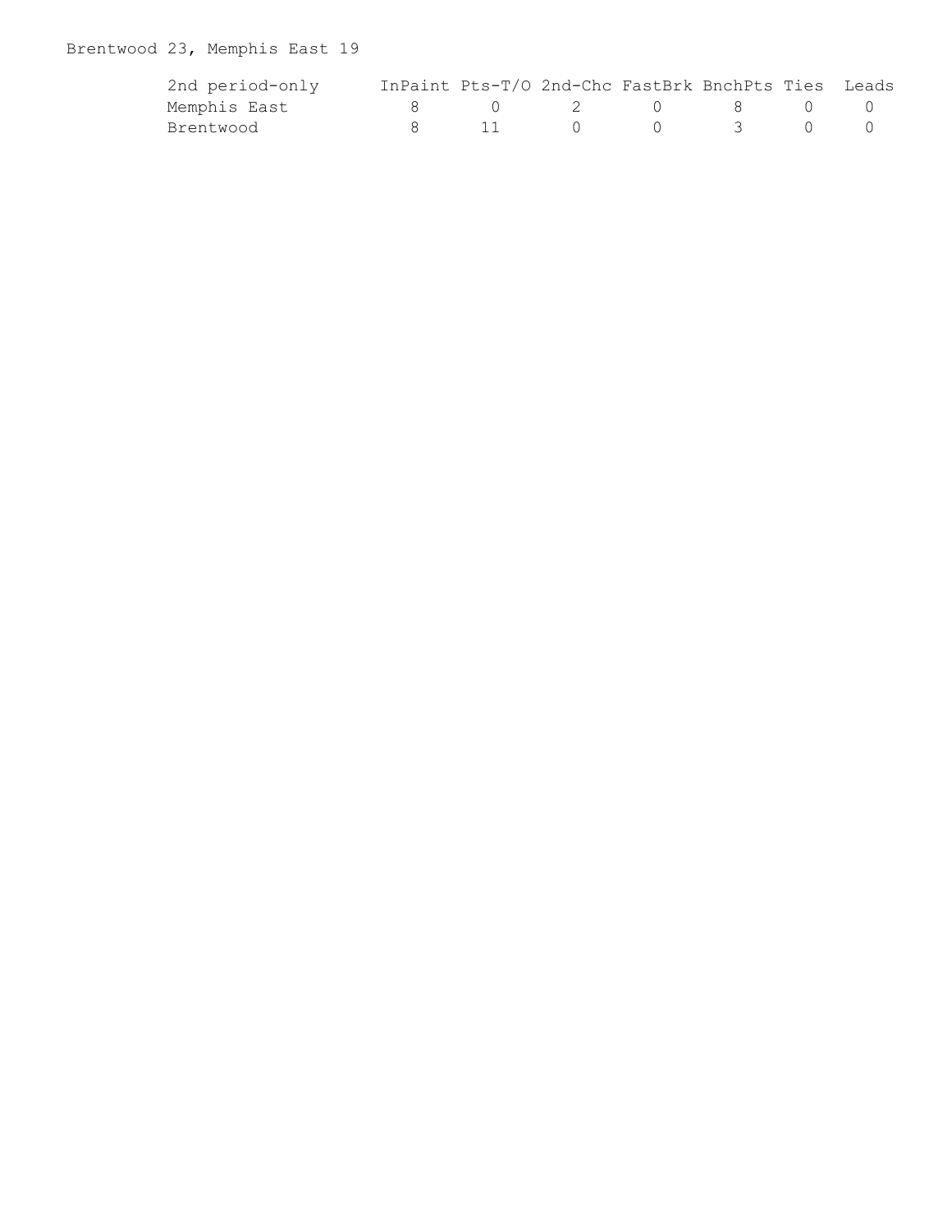Brentwood 23, Memphis East 19

| 2nd period-only | InPaint | Pts-T/O | 2nd-Chc | FastBrk | BnchPts | Ties | Leads |
|---|---|---|---|---|---|---|---|
| Memphis East | 8 | 0 | 2 | 0 | 8 | 0 | 0 |
| Brentwood | 8 | 11 | 0 | 0 | 3 | 0 | 0 |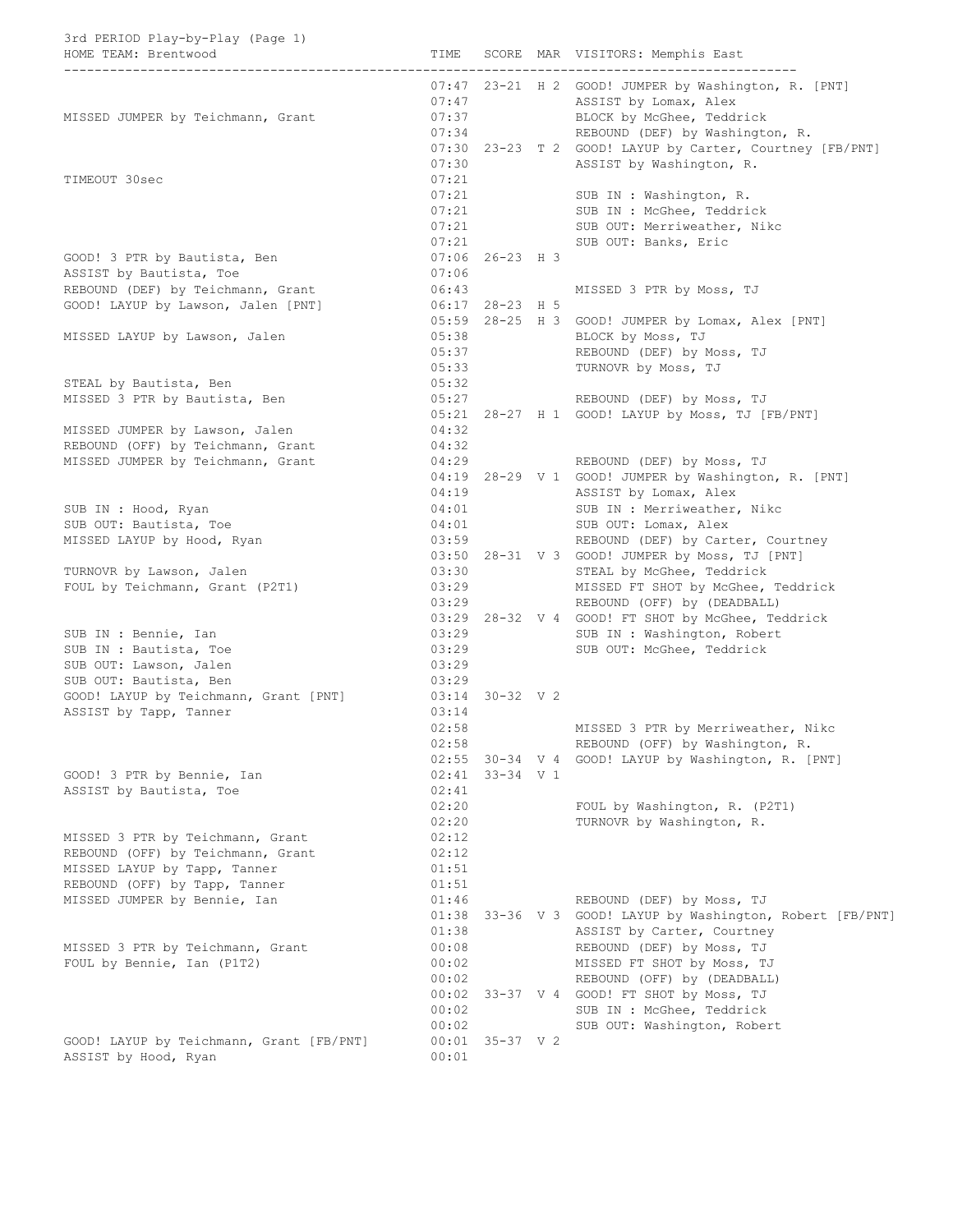3rd PERIOD Play-by-Play (Page 1)

| HOME TEAM: Brentwood | TIME | SCORE | MAR | VISITORS: Memphis East |
|---|---|---|---|---|
| | 07:47 | 23-21 | H 2 | GOOD! JUMPER by Washington, R. [PNT] |
| | 07:47 | | | ASSIST by Lomax, Alex |
| MISSED JUMPER by Teichmann, Grant | 07:37 | | | BLOCK by McGhee, Teddrick |
| | 07:34 | | | REBOUND (DEF) by Washington, R. |
| | 07:30 | 23-23 | T 2 | GOOD! LAYUP by Carter, Courtney [FB/PNT] |
| | 07:30 | | | ASSIST by Washington, R. |
| TIMEOUT 30sec | 07:21 | | | |
| | 07:21 | | | SUB IN : Washington, R. |
| | 07:21 | | | SUB IN : McGhee, Teddrick |
| | 07:21 | | | SUB OUT: Merriweather, Nikc |
| | 07:21 | | | SUB OUT: Banks, Eric |
| GOOD! 3 PTR by Bautista, Ben | 07:06 | 26-23 | H 3 | |
| ASSIST by Bautista, Toe | 07:06 | | | |
| REBOUND (DEF) by Teichmann, Grant | 06:43 | | | MISSED 3 PTR by Moss, TJ |
| GOOD! LAYUP by Lawson, Jalen [PNT] | 06:17 | 28-23 | H 5 | |
| | 05:59 | 28-25 | H 3 | GOOD! JUMPER by Lomax, Alex [PNT] |
| MISSED LAYUP by Lawson, Jalen | 05:38 | | | BLOCK by Moss, TJ |
| | 05:37 | | | REBOUND (DEF) by Moss, TJ |
| | 05:33 | | | TURNOVR by Moss, TJ |
| STEAL by Bautista, Ben | 05:32 | | | |
| MISSED 3 PTR by Bautista, Ben | 05:27 | | | REBOUND (DEF) by Moss, TJ |
| | 05:21 | 28-27 | H 1 | GOOD! LAYUP by Moss, TJ [FB/PNT] |
| MISSED JUMPER by Lawson, Jalen | 04:32 | | | |
| REBOUND (OFF) by Teichmann, Grant | 04:32 | | | |
| MISSED JUMPER by Teichmann, Grant | 04:29 | | | REBOUND (DEF) by Moss, TJ |
| | 04:19 | 28-29 | V 1 | GOOD! JUMPER by Washington, R. [PNT] |
| | 04:19 | | | ASSIST by Lomax, Alex |
| SUB IN : Hood, Ryan | 04:01 | | | SUB IN : Merriweather, Nikc |
| SUB OUT: Bautista, Toe | 04:01 | | | SUB OUT: Lomax, Alex |
| MISSED LAYUP by Hood, Ryan | 03:59 | | | REBOUND (DEF) by Carter, Courtney |
| | 03:50 | 28-31 | V 3 | GOOD! JUMPER by Moss, TJ [PNT] |
| TURNOVR by Lawson, Jalen | 03:30 | | | STEAL by McGhee, Teddrick |
| FOUL by Teichmann, Grant (P2T1) | 03:29 | | | MISSED FT SHOT by McGhee, Teddrick |
| | 03:29 | | | REBOUND (OFF) by (DEADBALL) |
| | 03:29 | 28-32 | V 4 | GOOD! FT SHOT by McGhee, Teddrick |
| SUB IN : Bennie, Ian | 03:29 | | | SUB IN : Washington, Robert |
| SUB IN : Bautista, Toe | 03:29 | | | SUB OUT: McGhee, Teddrick |
| SUB OUT: Lawson, Jalen | 03:29 | | | |
| SUB OUT: Bautista, Ben | 03:29 | | | |
| GOOD! LAYUP by Teichmann, Grant [PNT] | 03:14 | 30-32 | V 2 | |
| ASSIST by Tapp, Tanner | 03:14 | | | |
| | 02:58 | | | MISSED 3 PTR by Merriweather, Nikc |
| | 02:58 | | | REBOUND (OFF) by Washington, R. |
| | 02:55 | 30-34 | V 4 | GOOD! LAYUP by Washington, R. [PNT] |
| GOOD! 3 PTR by Bennie, Ian | 02:41 | 33-34 | V 1 | |
| ASSIST by Bautista, Toe | 02:41 | | | |
| | 02:20 | | | FOUL by Washington, R. (P2T1) |
| | 02:20 | | | TURNOVR by Washington, R. |
| MISSED 3 PTR by Teichmann, Grant | 02:12 | | | |
| REBOUND (OFF) by Teichmann, Grant | 02:12 | | | |
| MISSED LAYUP by Tapp, Tanner | 01:51 | | | |
| REBOUND (OFF) by Tapp, Tanner | 01:51 | | | |
| MISSED JUMPER by Bennie, Ian | 01:46 | | | REBOUND (DEF) by Moss, TJ |
| | 01:38 | 33-36 | V 3 | GOOD! LAYUP by Washington, Robert [FB/PNT] |
| | 01:38 | | | ASSIST by Carter, Courtney |
| MISSED 3 PTR by Teichmann, Grant | 00:08 | | | REBOUND (DEF) by Moss, TJ |
| FOUL by Bennie, Ian (P1T2) | 00:02 | | | MISSED FT SHOT by Moss, TJ |
| | 00:02 | | | REBOUND (OFF) by (DEADBALL) |
| | 00:02 | 33-37 | V 4 | GOOD! FT SHOT by Moss, TJ |
| | 00:02 | | | SUB IN : McGhee, Teddrick |
| | 00:02 | | | SUB OUT: Washington, Robert |
| GOOD! LAYUP by Teichmann, Grant [FB/PNT] | 00:01 | 35-37 | V 2 | |
| ASSIST by Hood, Ryan | 00:01 | | | |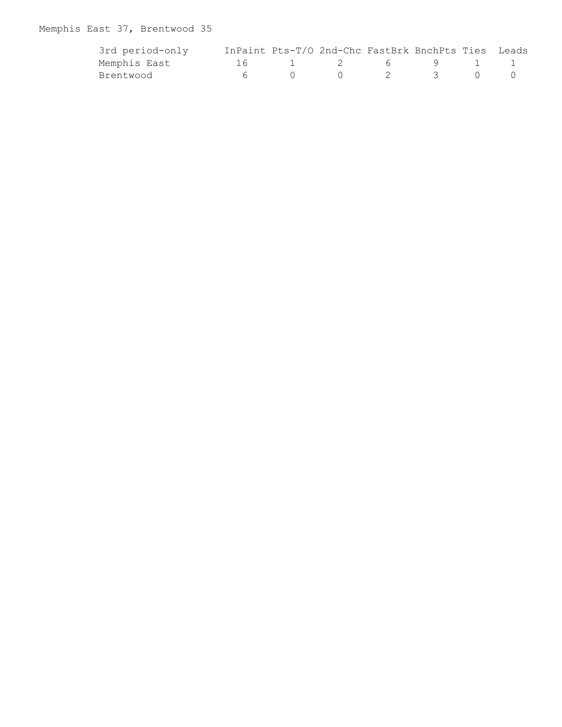Memphis East 37, Brentwood 35

| 3rd period-only | InPaint | Pts-T/O | 2nd-Chc | FastBrk | BnchPts | Ties | Leads |
|---|---|---|---|---|---|---|---|
| Memphis East | 16 | 1 | 2 | 6 | 9 | 1 | 1 |
| Brentwood | 6 | 0 | 0 | 2 | 3 | 0 | 0 |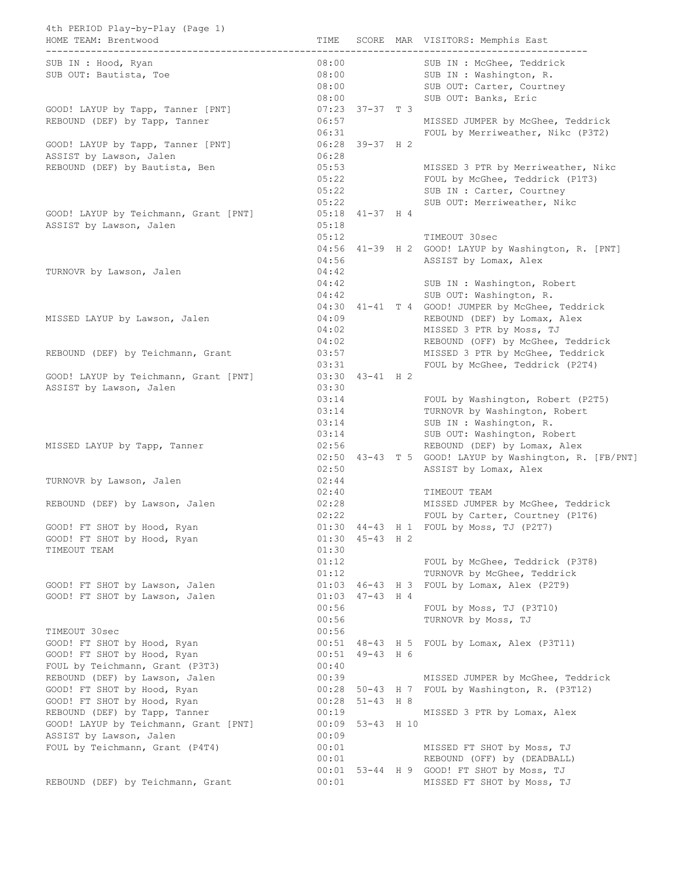4th PERIOD Play-by-Play (Page 1)

| HOME TEAM: Brentwood | TIME | SCORE | MAR | VISITORS: Memphis East |
|---|---|---|---|---|
| SUB IN : Hood, Ryan | 08:00 | | | SUB IN : McGhee, Teddrick |
| SUB OUT: Bautista, Toe | 08:00 | | | SUB IN : Washington, R. |
| | 08:00 | | | SUB OUT: Carter, Courtney |
| | 08:00 | | | SUB OUT: Banks, Eric |
| GOOD! LAYUP by Tapp, Tanner [PNT] | 07:23 | 37-37 | T 3 | |
| REBOUND (DEF) by Tapp, Tanner | 06:57 | | | MISSED JUMPER by McGhee, Teddrick |
| | 06:31 | | | FOUL by Merriweather, Nikc (P3T2) |
| GOOD! LAYUP by Tapp, Tanner [PNT] | 06:28 | 39-37 | H 2 | |
| ASSIST by Lawson, Jalen | 06:28 | | | |
| REBOUND (DEF) by Bautista, Ben | 05:53 | | | MISSED 3 PTR by Merriweather, Nikc |
| | 05:22 | | | FOUL by McGhee, Teddrick (P1T3) |
| | 05:22 | | | SUB IN : Carter, Courtney |
| | 05:22 | | | SUB OUT: Merriweather, Nikc |
| GOOD! LAYUP by Teichmann, Grant [PNT] | 05:18 | 41-37 | H 4 | |
| ASSIST by Lawson, Jalen | 05:18 | | | |
| | 05:12 | | | TIMEOUT 30sec |
| | 04:56 | 41-39 | H 2 | GOOD! LAYUP by Washington, R. [PNT] |
| | 04:56 | | | ASSIST by Lomax, Alex |
| TURNOVR by Lawson, Jalen | 04:42 | | | |
| | 04:42 | | | SUB IN : Washington, Robert |
| | 04:42 | | | SUB OUT: Washington, R. |
| | 04:30 | 41-41 | T 4 | GOOD! JUMPER by McGhee, Teddrick |
| MISSED LAYUP by Lawson, Jalen | 04:09 | | | REBOUND (DEF) by Lomax, Alex |
| | 04:02 | | | MISSED 3 PTR by Moss, TJ |
| | 04:02 | | | REBOUND (OFF) by McGhee, Teddrick |
| REBOUND (DEF) by Teichmann, Grant | 03:57 | | | MISSED 3 PTR by McGhee, Teddrick |
| | 03:31 | | | FOUL by McGhee, Teddrick (P2T4) |
| GOOD! LAYUP by Teichmann, Grant [PNT] | 03:30 | 43-41 | H 2 | |
| ASSIST by Lawson, Jalen | 03:30 | | | |
| | 03:14 | | | FOUL by Washington, Robert (P2T5) |
| | 03:14 | | | TURNOVR by Washington, Robert |
| | 03:14 | | | SUB IN : Washington, R. |
| | 03:14 | | | SUB OUT: Washington, Robert |
| MISSED LAYUP by Tapp, Tanner | 02:56 | | | REBOUND (DEF) by Lomax, Alex |
| | 02:50 | 43-43 | T 5 | GOOD! LAYUP by Washington, R. [FB/PNT] |
| | 02:50 | | | ASSIST by Lomax, Alex |
| TURNOVR by Lawson, Jalen | 02:44 | | | |
| | 02:40 | | | TIMEOUT TEAM |
| REBOUND (DEF) by Lawson, Jalen | 02:28 | | | MISSED JUMPER by McGhee, Teddrick |
| | 02:22 | | | FOUL by Carter, Courtney (P1T6) |
| GOOD! FT SHOT by Hood, Ryan | 01:30 | 44-43 | H 1 | FOUL by Moss, TJ (P2T7) |
| GOOD! FT SHOT by Hood, Ryan | 01:30 | 45-43 | H 2 | |
| TIMEOUT TEAM | 01:30 | | | |
| | 01:12 | | | FOUL by McGhee, Teddrick (P3T8) |
| | 01:12 | | | TURNOVR by McGhee, Teddrick |
| GOOD! FT SHOT by Lawson, Jalen | 01:03 | 46-43 | H 3 | FOUL by Lomax, Alex (P2T9) |
| GOOD! FT SHOT by Lawson, Jalen | 01:03 | 47-43 | H 4 | |
| | 00:56 | | | FOUL by Moss, TJ (P3T10) |
| | 00:56 | | | TURNOVR by Moss, TJ |
| TIMEOUT 30sec | 00:56 | | | |
| GOOD! FT SHOT by Hood, Ryan | 00:51 | 48-43 | H 5 | FOUL by Lomax, Alex (P3T11) |
| GOOD! FT SHOT by Hood, Ryan | 00:51 | 49-43 | H 6 | |
| FOUL by Teichmann, Grant (P3T3) | 00:40 | | | |
| REBOUND (DEF) by Lawson, Jalen | 00:39 | | | MISSED JUMPER by McGhee, Teddrick |
| GOOD! FT SHOT by Hood, Ryan | 00:28 | 50-43 | H 7 | FOUL by Washington, R. (P3T12) |
| GOOD! FT SHOT by Hood, Ryan | 00:28 | 51-43 | H 8 | |
| REBOUND (DEF) by Tapp, Tanner | 00:19 | | | MISSED 3 PTR by Lomax, Alex |
| GOOD! LAYUP by Teichmann, Grant [PNT] | 00:09 | 53-43 | H 10 | |
| ASSIST by Lawson, Jalen | 00:09 | | | |
| FOUL by Teichmann, Grant (P4T4) | 00:01 | | | MISSED FT SHOT by Moss, TJ |
| | 00:01 | | | REBOUND (OFF) by (DEADBALL) |
| | 00:01 | 53-44 | H 9 | GOOD! FT SHOT by Moss, TJ |
| REBOUND (DEF) by Teichmann, Grant | 00:01 | | | MISSED FT SHOT by Moss, TJ |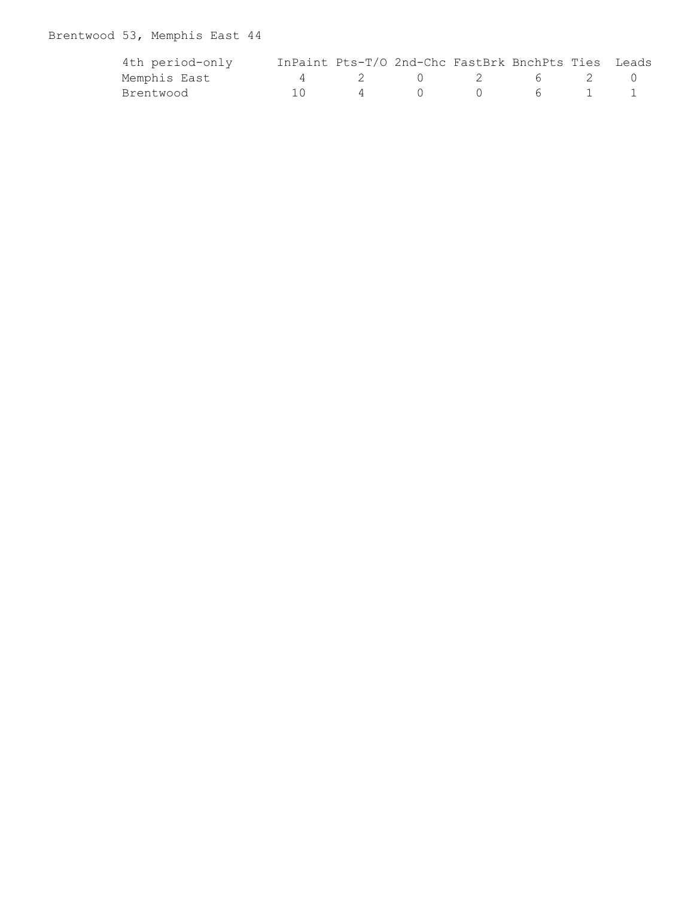Brentwood 53, Memphis East 44

| 4th period-only | InPaint | Pts-T/O | 2nd-Chc | FastBrk | BnchPts | Ties | Leads |
| --- | --- | --- | --- | --- | --- | --- | --- |
| Memphis East | 4 | 2 | 0 | 2 | 6 | 2 | 0 |
| Brentwood | 10 | 4 | 0 | 0 | 6 | 1 | 1 |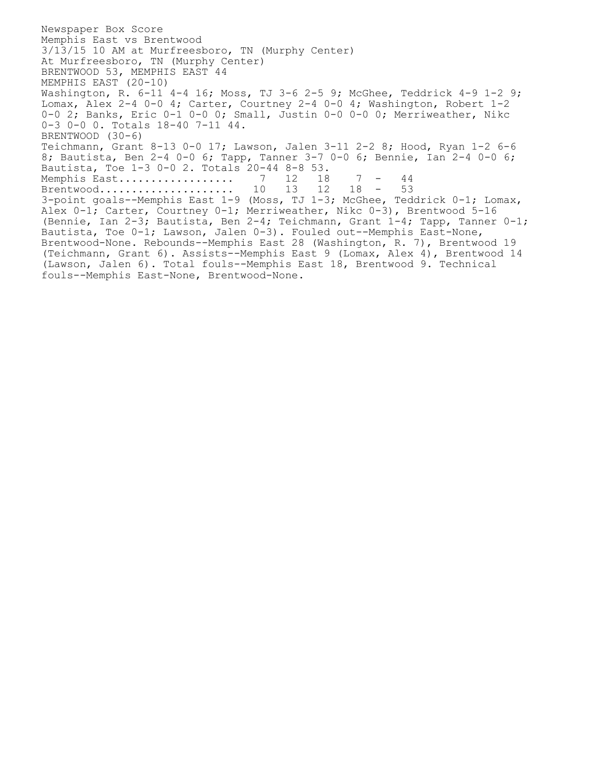Newspaper Box Score
Memphis East vs Brentwood
3/13/15 10 AM at Murfreesboro, TN (Murphy Center)
At Murfreesboro, TN (Murphy Center)
BRENTWOOD 53, MEMPHIS EAST 44
MEMPHIS EAST (20-10)
Washington, R. 6-11 4-4 16; Moss, TJ 3-6 2-5 9; McGhee, Teddrick 4-9 1-2 9; Lomax, Alex 2-4 0-0 4; Carter, Courtney 2-4 0-0 4; Washington, Robert 1-2 0-0 2; Banks, Eric 0-1 0-0 0; Small, Justin 0-0 0-0 0; Merriweather, Nikc 0-3 0-0 0. Totals 18-40 7-11 44.
BRENTWOOD (30-6)
Teichmann, Grant 8-13 0-0 17; Lawson, Jalen 3-11 2-2 8; Hood, Ryan 1-2 6-6 8; Bautista, Ben 2-4 0-0 6; Tapp, Tanner 3-7 0-0 6; Bennie, Ian 2-4 0-0 6; Bautista, Toe 1-3 0-0 2. Totals 20-44 8-8 53.

| | | | | | | |
|---|---|---|---|---|---|---|
| Memphis East.................. | 7 | 12 | 18 | 7 | - | 44 |
| Brentwood..................... | 10 | 13 | 12 | 18 | - | 53 |

3-point goals--Memphis East 1-9 (Moss, TJ 1-3; McGhee, Teddrick 0-1; Lomax, Alex 0-1; Carter, Courtney 0-1; Merriweather, Nikc 0-3), Brentwood 5-16 (Bennie, Ian 2-3; Bautista, Ben 2-4; Teichmann, Grant 1-4; Tapp, Tanner 0-1; Bautista, Toe 0-1; Lawson, Jalen 0-3). Fouled out--Memphis East-None, Brentwood-None. Rebounds--Memphis East 28 (Washington, R. 7), Brentwood 19 (Teichmann, Grant 6). Assists--Memphis East 9 (Lomax, Alex 4), Brentwood 14 (Lawson, Jalen 6). Total fouls--Memphis East 18, Brentwood 9. Technical fouls--Memphis East-None, Brentwood-None.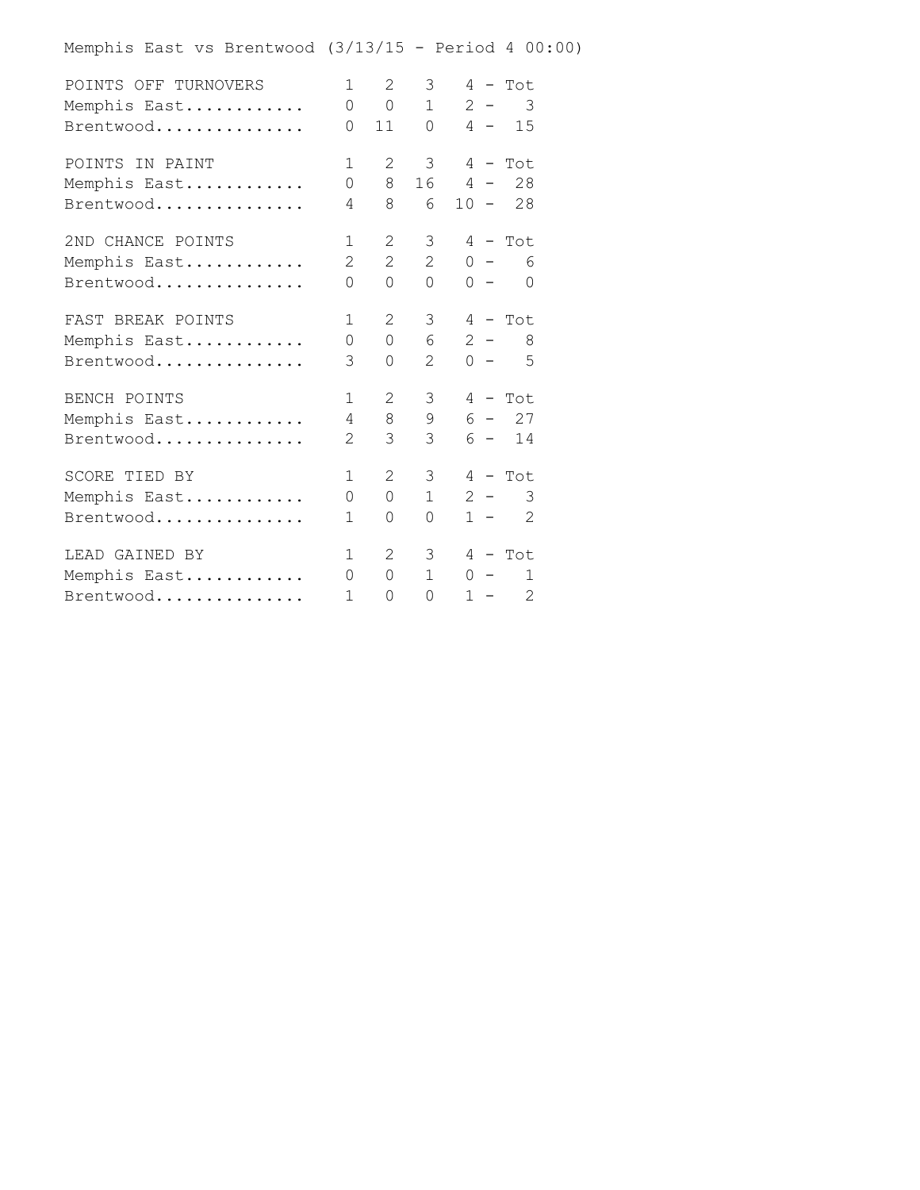Memphis East vs Brentwood (3/13/15 - Period 4 00:00)

| POINTS OFF TURNOVERS | 1 | 2 | 3 | 4 | Tot |
|---|---|---|---|---|---|
| Memphis East............ | 0 | 0 | 1 | 2 | 3 |
| Brentwood............... | 0 | 11 | 0 | 4 | 15 |

| POINTS IN PAINT | 1 | 2 | 3 | 4 | Tot |
|---|---|---|---|---|---|
| Memphis East............ | 0 | 8 | 16 | 4 | 28 |
| Brentwood............... | 4 | 8 | 6 | 10 | 28 |

| 2ND CHANCE POINTS | 1 | 2 | 3 | 4 | Tot |
|---|---|---|---|---|---|
| Memphis East............ | 2 | 2 | 2 | 0 | 6 |
| Brentwood............... | 0 | 0 | 0 | 0 | 0 |

| FAST BREAK POINTS | 1 | 2 | 3 | 4 | Tot |
|---|---|---|---|---|---|
| Memphis East............ | 0 | 0 | 6 | 2 | 8 |
| Brentwood............... | 3 | 0 | 2 | 0 | 5 |

| BENCH POINTS | 1 | 2 | 3 | 4 | Tot |
|---|---|---|---|---|---|
| Memphis East............ | 4 | 8 | 9 | 6 | 27 |
| Brentwood............... | 2 | 3 | 3 | 6 | 14 |

| SCORE TIED BY | 1 | 2 | 3 | 4 | Tot |
|---|---|---|---|---|---|
| Memphis East............ | 0 | 0 | 1 | 2 | 3 |
| Brentwood............... | 1 | 0 | 0 | 1 | 2 |

| LEAD GAINED BY | 1 | 2 | 3 | 4 | Tot |
|---|---|---|---|---|---|
| Memphis East............ | 0 | 0 | 1 | 0 | 1 |
| Brentwood............... | 1 | 0 | 0 | 1 | 2 |